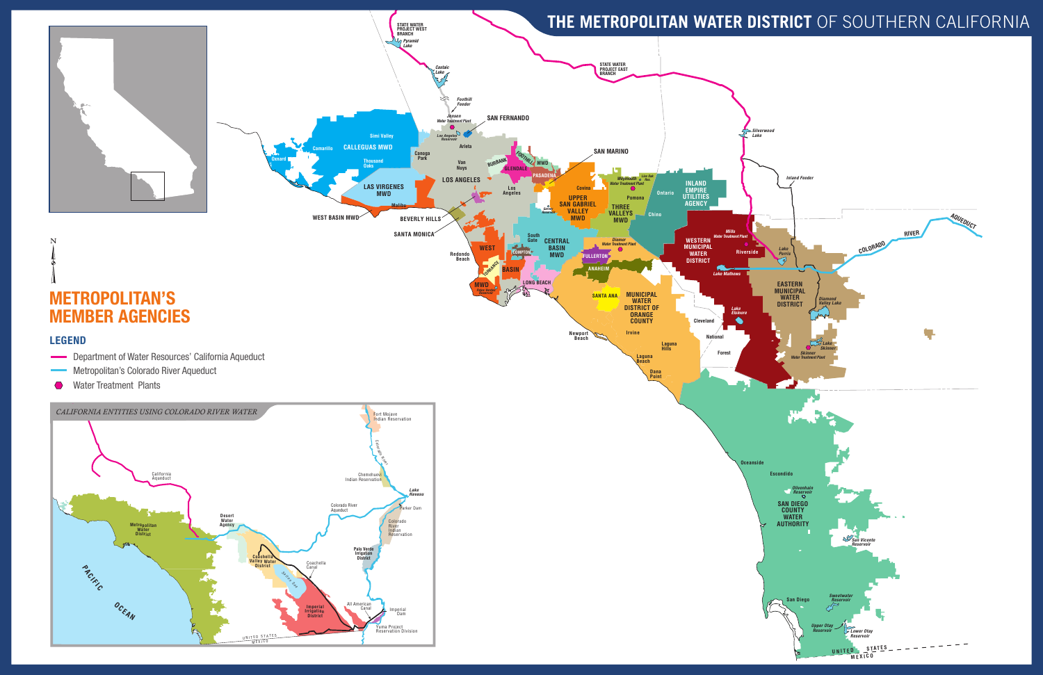# THE METROPOLITAN WATER DISTRICT OF SOUTHERN CALIFORNIA

## METROPOLITAN'S MEMBER AGENCIES

### LEGEND

- Department of Water Resources' California Aqueduct
- Metropolitan's Colorado River Aqueduct
- Water Treatment Plants

CALLEGUAS MWD, LAS VIRGENES MWD, WEST BASIN MWD, SANTA MONICA, BEVERLY HILLS, LOS ANGELES, SAN FERNANDO, BURBANK, GLENDALE, PASADENA, FOOTHILL MWD, SAN MARINO, UPPER SAN GABRIEL VALLEY MWD, THREE VALLEYS MWD, INLAND EMPIRE UTILITIES AGENCY, WESTERN MUNICIPAL WATER DISTRICT, EASTERN MUNICIPAL WATER DISTRICT, CENTRAL BASIN MWD, COMPTON, TORRANCE, LONG BEACH, FULLERTON, ANAHEIM, SANTA ANA, MUNICIPAL WATER DISTRICT OF ORANGE COUNTY, SAN DIEGO COUNTY WATER AUTHORITY

*CALIFORNIA ENTITIES USING COLORADO RIVER WATER*

Metropolitan Water District, Desert Water Agency, Coachella Valley Water District, Imperial Irrigation District, Palo Verde Irrigation District, Fort Mojave Indian Reservation, Chemehuevi Indian Reservation, Colorado River Indian Reservation, Yuma Project Reservation Division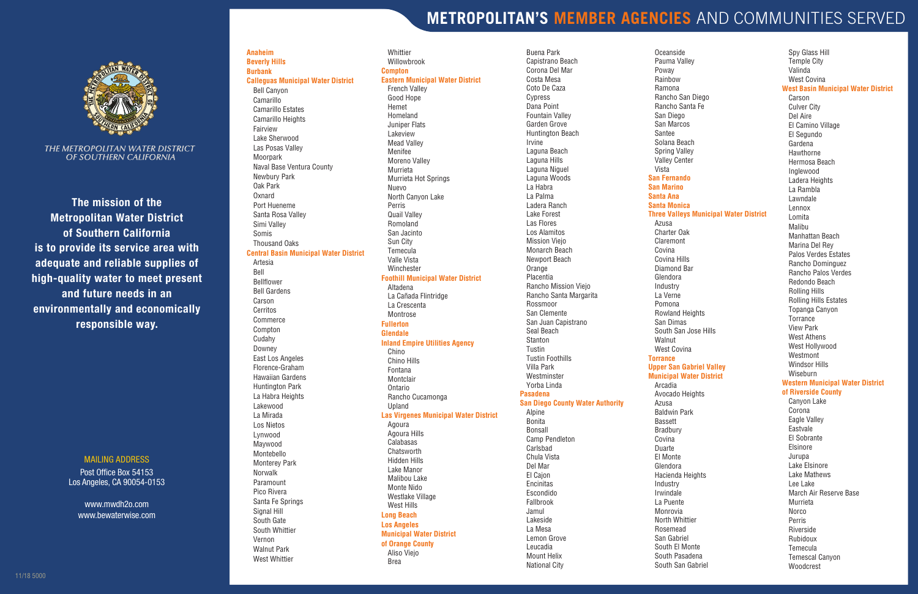THE METROPOLITAN WATER DISTRICT OF SOUTHERN CALIFORNIA

**The mission of the Metropolitan Water District of Southern California is to provide its service area with adequate and reliable supplies of high-quality water to meet present and future needs in an environmentally and economically responsible way.**

MAILING ADDRESS

Post Office Box 54153
Los Angeles, CA 90054-0153

www.mwdh2o.com
www.bewaterwise.com

11/18 5000

# METROPOLITAN'S MEMBER AGENCIES AND COMMUNITIES SERVED

**Anaheim**

**Beverly Hills**

**Burbank**

**Calleguas Municipal Water District**
- Bell Canyon
- Camarillo
- Camarillo Estates
- Camarillo Heights
- Fairview
- Lake Sherwood
- Las Posas Valley
- Moorpark
- Naval Base Ventura County
- Newbury Park
- Oak Park
- Oxnard
- Port Hueneme
- Santa Rosa Valley
- Simi Valley
- Somis
- Thousand Oaks

**Central Basin Municipal Water District**
- Artesia
- Bell
- Bellflower
- Bell Gardens
- Carson
- Cerritos
- Commerce
- Compton
- Cudahy
- Downey
- East Los Angeles
- Florence-Graham
- Hawaiian Gardens
- Huntington Park
- La Habra Heights
- Lakewood
- La Mirada
- Los Nietos
- Lynwood
- Maywood
- Montebello
- Monterey Park
- Norwalk
- Paramount
- Pico Rivera
- Santa Fe Springs
- Signal Hill
- South Gate
- South Whittier
- Vernon
- Walnut Park
- West Whittier
- Whittier
- Willowbrook

**Compton**

**Eastern Municipal Water District**
- French Valley
- Good Hope
- Hemet
- Homeland
- Juniper Flats
- Lakeview
- Mead Valley
- Menifee
- Moreno Valley
- Murrieta
- Murrieta Hot Springs
- Nuevo
- North Canyon Lake
- Perris
- Quail Valley
- Romoland
- San Jacinto
- Sun City
- Temecula
- Valle Vista
- Winchester

**Foothill Municipal Water District**
- Altadena
- La Cañada Flintridge
- La Crescenta
- Montrose

**Fullerton**

**Glendale**

**Inland Empire Utilities Agency**
- Chino
- Chino Hills
- Fontana
- Montclair
- Ontario
- Rancho Cucamonga
- Upland

**Las Virgenes Municipal Water District**
- Agoura
- Agoura Hills
- Calabasas
- Chatsworth
- Hidden Hills
- Lake Manor
- Malibou Lake
- Monte Nido
- Westlake Village
- West Hills

**Long Beach**

**Los Angeles**

**Municipal Water District of Orange County**
- Aliso Viejo
- Brea
- Buena Park
- Capistrano Beach
- Corona Del Mar
- Costa Mesa
- Coto De Caza
- Cypress
- Dana Point
- Fountain Valley
- Garden Grove
- Huntington Beach
- Irvine
- Laguna Beach
- Laguna Hills
- Laguna Niguel
- Laguna Woods
- La Habra
- La Palma
- Ladera Ranch
- Lake Forest
- Las Flores
- Los Alamitos
- Mission Viejo
- Monarch Beach
- Newport Beach
- Orange
- Placentia
- Rancho Mission Viejo
- Rancho Santa Margarita
- Rossmoor
- San Clemente
- San Juan Capistrano
- Seal Beach
- Stanton
- Tustin
- Tustin Foothills
- Villa Park
- Westminster
- Yorba Linda

**Pasadena**

**San Diego County Water Authority**
- Alpine
- Bonita
- Bonsall
- Camp Pendleton
- Carlsbad
- Chula Vista
- Del Mar
- El Cajon
- Encinitas
- Escondido
- Fallbrook
- Jamul
- Lakeside
- La Mesa
- Lemon Grove
- Leucadia
- Mount Helix
- National City
- Oceanside
- Pauma Valley
- Poway
- Rainbow
- Ramona
- Rancho San Diego
- Rancho Santa Fe
- San Diego
- San Marcos
- Santee
- Solana Beach
- Spring Valley
- Valley Center
- Vista

**San Fernando**

**San Marino**

**Santa Ana**

**Santa Monica**

**Three Valleys Municipal Water District**
- Azusa
- Charter Oak
- Claremont
- Covina
- Covina Hills
- Diamond Bar
- Glendora
- Industry
- La Verne
- Pomona
- Rowland Heights
- San Dimas
- South San Jose Hills
- Walnut
- West Covina

**Torrance**

**Upper San Gabriel Valley Municipal Water District**
- Arcadia
- Avocado Heights
- Azusa
- Baldwin Park
- Bassett
- Bradbury
- Covina
- Duarte
- El Monte
- Glendora
- Hacienda Heights
- Industry
- Irwindale
- La Puente
- Monrovia
- North Whittier
- Rosemead
- San Gabriel
- South El Monte
- South Pasadena
- South San Gabriel
- Spy Glass Hill
- Temple City
- Valinda
- West Covina

**West Basin Municipal Water District**
- Carson
- Culver City
- Del Aire
- El Camino Village
- El Segundo
- Gardena
- Hawthorne
- Hermosa Beach
- Inglewood
- Ladera Heights
- La Rambla
- Lawndale
- Lennox
- Lomita
- Malibu
- Manhattan Beach
- Marina Del Rey
- Palos Verdes Estates
- Rancho Dominguez
- Rancho Palos Verdes
- Redondo Beach
- Rolling Hills
- Rolling Hills Estates
- Topanga Canyon
- Torrance
- View Park
- West Athens
- West Hollywood
- Westmont
- Windsor Hills
- Wiseburn

**Western Municipal Water District of Riverside County**
- Canyon Lake
- Corona
- Eagle Valley
- Eastvale
- El Sobrante
- Elsinore
- Jurupa
- Lake Elsinore
- Lake Mathews
- Lee Lake
- March Air Reserve Base
- Murrieta
- Norco
- Perris
- Riverside
- Rubidoux
- Temecula
- Temescal Canyon
- Woodcrest